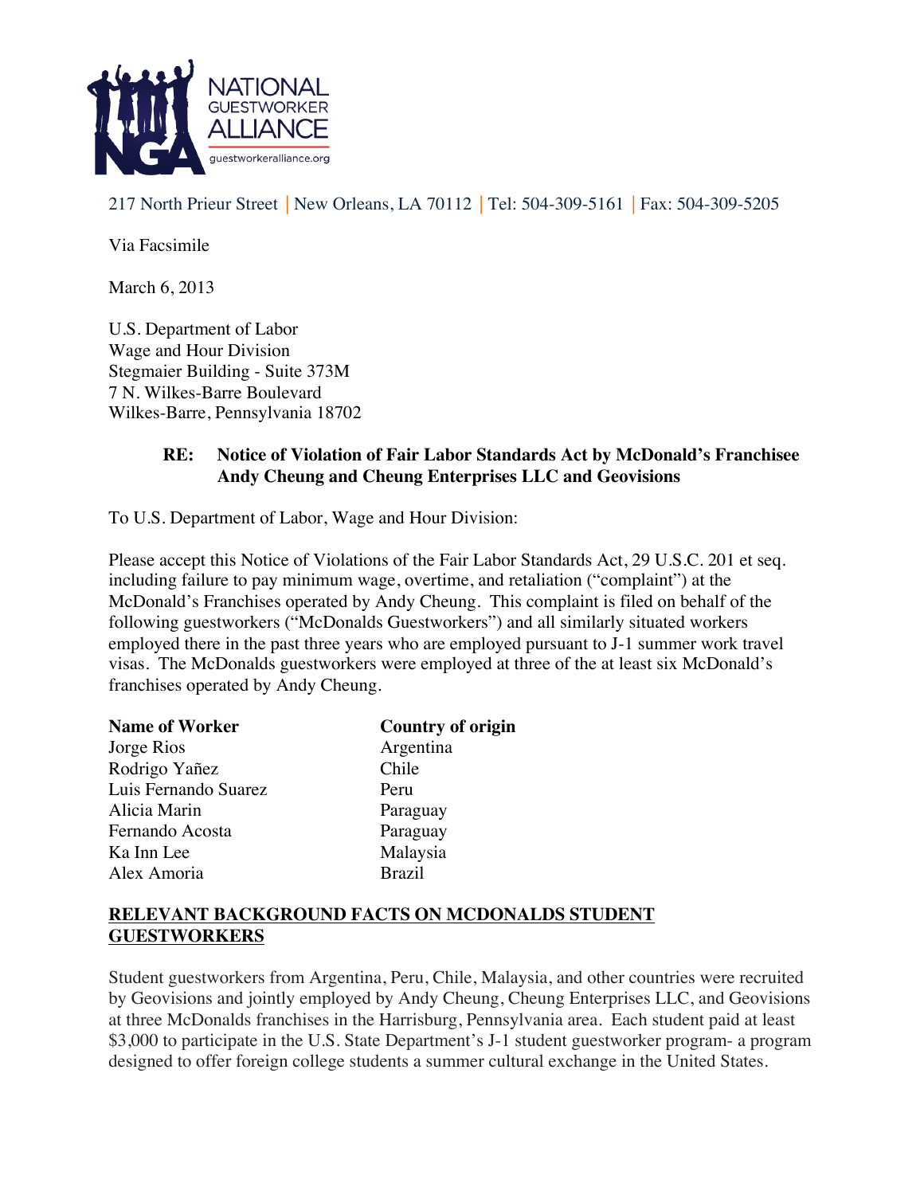NATIONAL GUESTWORKER ALLIANCE
guestworkeralliance.org

217 North Prieur Street | New Orleans, LA 70112 | Tel: 504-309-5161 | Fax: 504-309-5205

Via Facsimile

March 6, 2013

U.S. Department of Labor
Wage and Hour Division
Stegmaier Building - Suite 373M
7 N. Wilkes-Barre Boulevard
Wilkes-Barre, Pennsylvania 18702

**RE: Notice of Violation of Fair Labor Standards Act by McDonald's Franchisee Andy Cheung and Cheung Enterprises LLC and Geovisions**

To U.S. Department of Labor, Wage and Hour Division:

Please accept this Notice of Violations of the Fair Labor Standards Act, 29 U.S.C. 201 et seq. including failure to pay minimum wage, overtime, and retaliation ("complaint") at the McDonald's Franchises operated by Andy Cheung. This complaint is filed on behalf of the following guestworkers ("McDonalds Guestworkers") and all similarly situated workers employed there in the past three years who are employed pursuant to J-1 summer work travel visas. The McDonalds guestworkers were employed at three of the at least six McDonald's franchises operated by Andy Cheung.

| **Name of Worker** | **Country of origin** |
| --- | --- |
| Jorge Rios | Argentina |
| Rodrigo Yañez | Chile |
| Luis Fernando Suarez | Peru |
| Alicia Marin | Paraguay |
| Fernando Acosta | Paraguay |
| Ka Inn Lee | Malaysia |
| Alex Amoria | Brazil |

## RELEVANT BACKGROUND FACTS ON MCDONALDS STUDENT GUESTWORKERS

Student guestworkers from Argentina, Peru, Chile, Malaysia, and other countries were recruited by Geovisions and jointly employed by Andy Cheung, Cheung Enterprises LLC, and Geovisions at three McDonalds franchises in the Harrisburg, Pennsylvania area. Each student paid at least $3,000 to participate in the U.S. State Department's J-1 student guestworker program- a program designed to offer foreign college students a summer cultural exchange in the United States.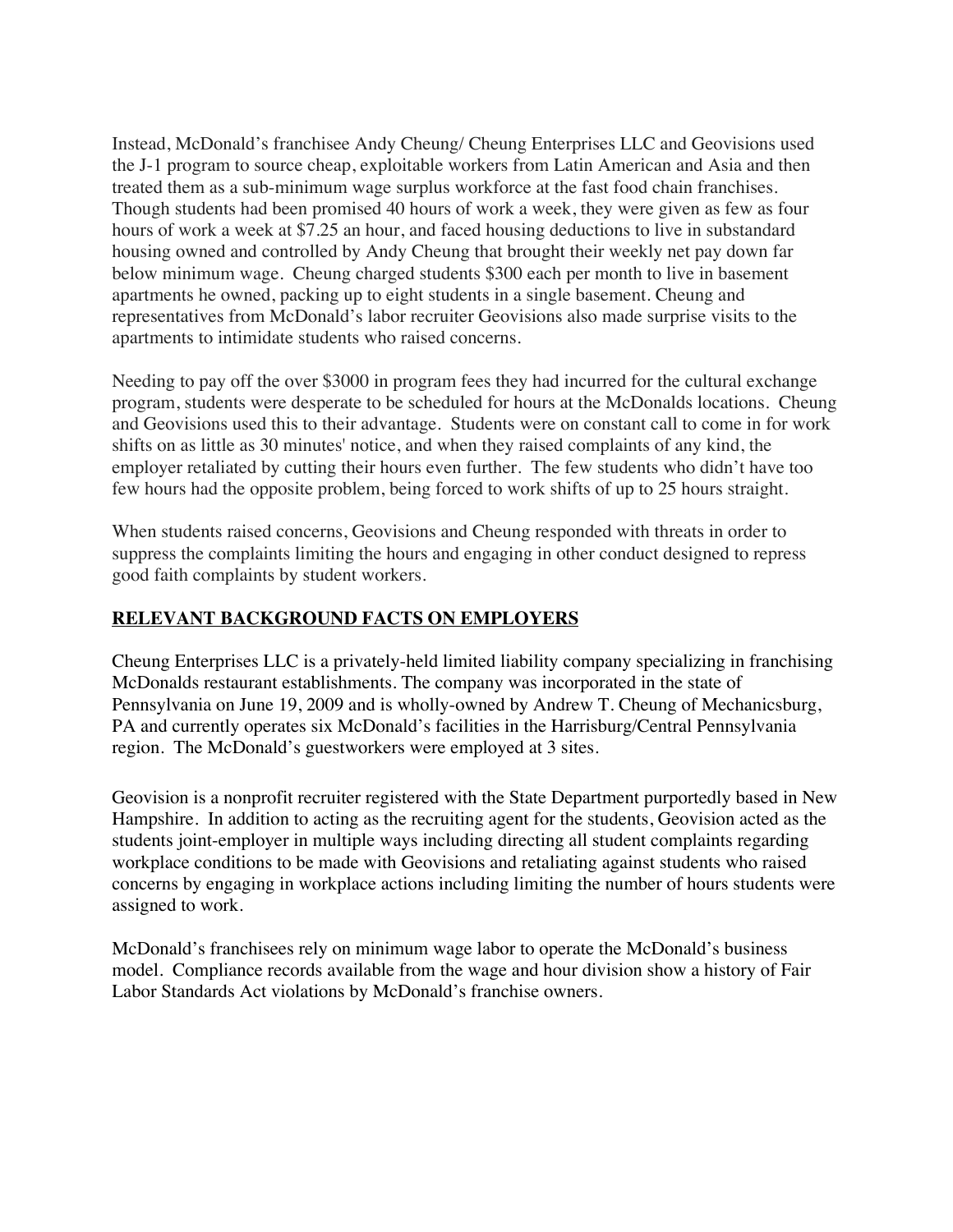Instead, McDonald's franchisee Andy Cheung/ Cheung Enterprises LLC and Geovisions used the J-1 program to source cheap, exploitable workers from Latin American and Asia and then treated them as a sub-minimum wage surplus workforce at the fast food chain franchises. Though students had been promised 40 hours of work a week, they were given as few as four hours of work a week at $7.25 an hour, and faced housing deductions to live in substandard housing owned and controlled by Andy Cheung that brought their weekly net pay down far below minimum wage. Cheung charged students $300 each per month to live in basement apartments he owned, packing up to eight students in a single basement. Cheung and representatives from McDonald's labor recruiter Geovisions also made surprise visits to the apartments to intimidate students who raised concerns.

Needing to pay off the over $3000 in program fees they had incurred for the cultural exchange program, students were desperate to be scheduled for hours at the McDonalds locations. Cheung and Geovisions used this to their advantage. Students were on constant call to come in for work shifts on as little as 30 minutes' notice, and when they raised complaints of any kind, the employer retaliated by cutting their hours even further. The few students who didn't have too few hours had the opposite problem, being forced to work shifts of up to 25 hours straight.

When students raised concerns, Geovisions and Cheung responded with threats in order to suppress the complaints limiting the hours and engaging in other conduct designed to repress good faith complaints by student workers.

## RELEVANT BACKGROUND FACTS ON EMPLOYERS

Cheung Enterprises LLC is a privately-held limited liability company specializing in franchising McDonalds restaurant establishments. The company was incorporated in the state of Pennsylvania on June 19, 2009 and is wholly-owned by Andrew T. Cheung of Mechanicsburg, PA and currently operates six McDonald's facilities in the Harrisburg/Central Pennsylvania region. The McDonald's guestworkers were employed at 3 sites.

Geovision is a nonprofit recruiter registered with the State Department purportedly based in New Hampshire. In addition to acting as the recruiting agent for the students, Geovision acted as the students joint-employer in multiple ways including directing all student complaints regarding workplace conditions to be made with Geovisions and retaliating against students who raised concerns by engaging in workplace actions including limiting the number of hours students were assigned to work.

McDonald's franchisees rely on minimum wage labor to operate the McDonald's business model. Compliance records available from the wage and hour division show a history of Fair Labor Standards Act violations by McDonald's franchise owners.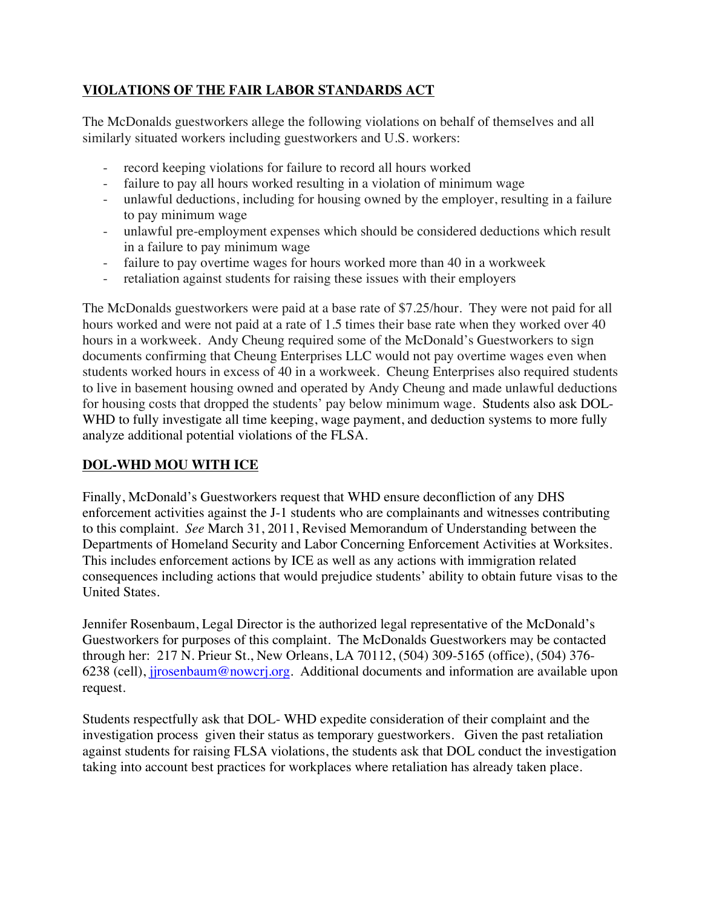## VIOLATIONS OF THE FAIR LABOR STANDARDS ACT

The McDonalds guestworkers allege the following violations on behalf of themselves and all similarly situated workers including guestworkers and U.S. workers:

- record keeping violations for failure to record all hours worked
- failure to pay all hours worked resulting in a violation of minimum wage
- unlawful deductions, including for housing owned by the employer, resulting in a failure to pay minimum wage
- unlawful pre-employment expenses which should be considered deductions which result in a failure to pay minimum wage
- failure to pay overtime wages for hours worked more than 40 in a workweek
- retaliation against students for raising these issues with their employers

The McDonalds guestworkers were paid at a base rate of $7.25/hour. They were not paid for all hours worked and were not paid at a rate of 1.5 times their base rate when they worked over 40 hours in a workweek. Andy Cheung required some of the McDonald's Guestworkers to sign documents confirming that Cheung Enterprises LLC would not pay overtime wages even when students worked hours in excess of 40 in a workweek. Cheung Enterprises also required students to live in basement housing owned and operated by Andy Cheung and made unlawful deductions for housing costs that dropped the students' pay below minimum wage. Students also ask DOL-WHD to fully investigate all time keeping, wage payment, and deduction systems to more fully analyze additional potential violations of the FLSA.

## DOL-WHD MOU WITH ICE

Finally, McDonald's Guestworkers request that WHD ensure deconfliction of any DHS enforcement activities against the J-1 students who are complainants and witnesses contributing to this complaint. *See* March 31, 2011, Revised Memorandum of Understanding between the Departments of Homeland Security and Labor Concerning Enforcement Activities at Worksites. This includes enforcement actions by ICE as well as any actions with immigration related consequences including actions that would prejudice students' ability to obtain future visas to the United States.

Jennifer Rosenbaum, Legal Director is the authorized legal representative of the McDonald's Guestworkers for purposes of this complaint. The McDonalds Guestworkers may be contacted through her: 217 N. Prieur St., New Orleans, LA 70112, (504) 309-5165 (office), (504) 376-6238 (cell), jjrosenbaum@nowcrj.org. Additional documents and information are available upon request.

Students respectfully ask that DOL- WHD expedite consideration of their complaint and the investigation process given their status as temporary guestworkers. Given the past retaliation against students for raising FLSA violations, the students ask that DOL conduct the investigation taking into account best practices for workplaces where retaliation has already taken place.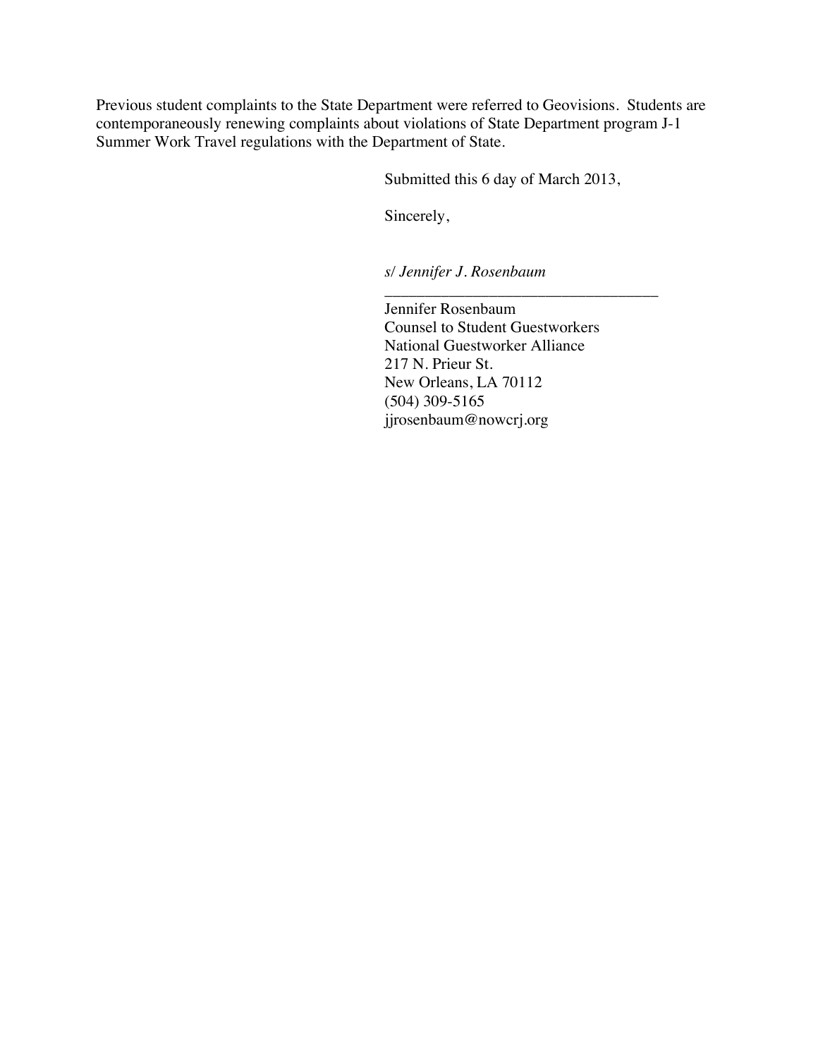Previous student complaints to the State Department were referred to Geovisions. Students are contemporaneously renewing complaints about violations of State Department program J-1 Summer Work Travel regulations with the Department of State.

Submitted this 6 day of March 2013,

Sincerely,

*s/ Jennifer J. Rosenbaum*

\_\_\_\_\_\_\_\_\_\_\_\_\_\_\_\_\_\_\_\_\_\_\_\_\_\_\_\_\_\_\_\_\_\_

Jennifer Rosenbaum
Counsel to Student Guestworkers
National Guestworker Alliance
217 N. Prieur St.
New Orleans, LA 70112
(504) 309-5165
jjrosenbaum@nowcrj.org